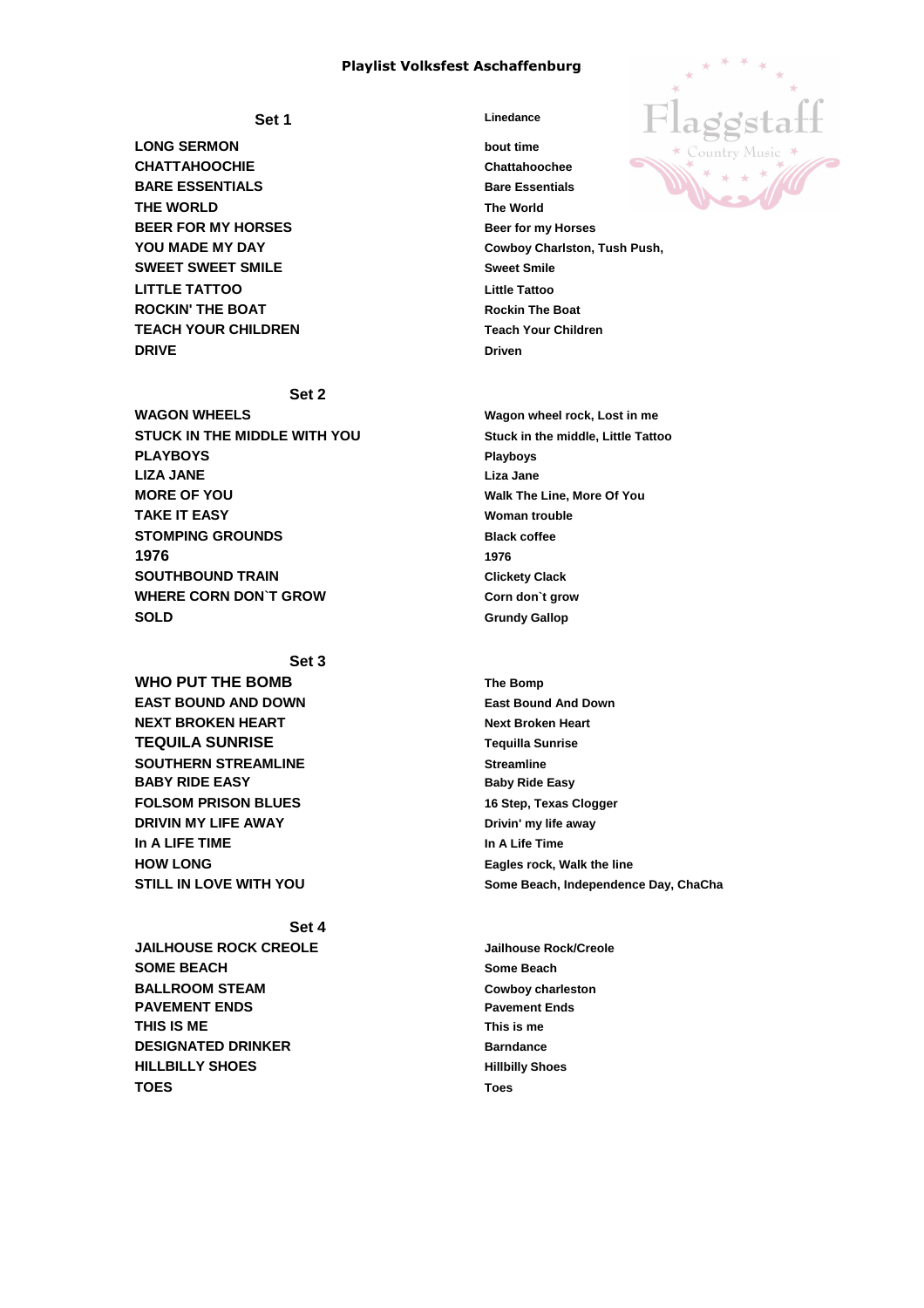# Playlist Volksfest Aschaffenburg

Flaggstaff
Country Music

| Set 1 | Linedance |
|---|---|
| LONG SERMON | bout time |
| CHATTAHOOCHIE | Chattahoochee |
| BARE ESSENTIALS | Bare Essentials |
| THE WORLD | The World |
| BEER FOR MY HORSES | Beer for my Horses |
| YOU MADE MY DAY | Cowboy Charlston, Tush Push, |
| SWEET SWEET SMILE | Sweet Smile |
| LITTLE TATTOO | Little Tattoo |
| ROCKIN' THE BOAT | Rockin The Boat |
| TEACH YOUR CHILDREN | Teach Your Children |
| DRIVE | Driven |

| Set 2 | |
|---|---|
| WAGON WHEELS | Wagon wheel rock, Lost in me |
| STUCK IN THE MIDDLE WITH YOU | Stuck in the middle, Little Tattoo |
| PLAYBOYS | Playboys |
| LIZA JANE | Liza Jane |
| MORE OF YOU | Walk The Line, More Of You |
| TAKE IT EASY | Woman trouble |
| STOMPING GROUNDS | Black coffee |
| 1976 | 1976 |
| SOUTHBOUND TRAIN | Clickety Clack |
| WHERE CORN DON`T GROW | Corn don`t grow |
| SOLD | Grundy Gallop |

| Set 3 | |
|---|---|
| WHO PUT THE BOMB | The Bomp |
| EAST BOUND AND DOWN | East Bound And Down |
| NEXT BROKEN HEART | Next Broken Heart |
| TEQUILA SUNRISE | Tequilla Sunrise |
| SOUTHERN STREAMLINE | Streamline |
| BABY RIDE EASY | Baby Ride Easy |
| FOLSOM PRISON BLUES | 16 Step, Texas Clogger |
| DRIVIN MY LIFE AWAY | Drivin' my life away |
| In A LIFE TIME | In A Life Time |
| HOW LONG | Eagles rock, Walk the line |
| STILL IN LOVE WITH YOU | Some Beach, Independence Day, ChaCha |

| Set 4 | |
|---|---|
| JAILHOUSE ROCK CREOLE | Jailhouse Rock/Creole |
| SOME BEACH | Some Beach |
| BALLROOM STEAM | Cowboy charleston |
| PAVEMENT ENDS | Pavement Ends |
| THIS IS ME | This is me |
| DESIGNATED DRINKER | Barndance |
| HILLBILLY SHOES | Hillbilly Shoes |
| TOES | Toes |